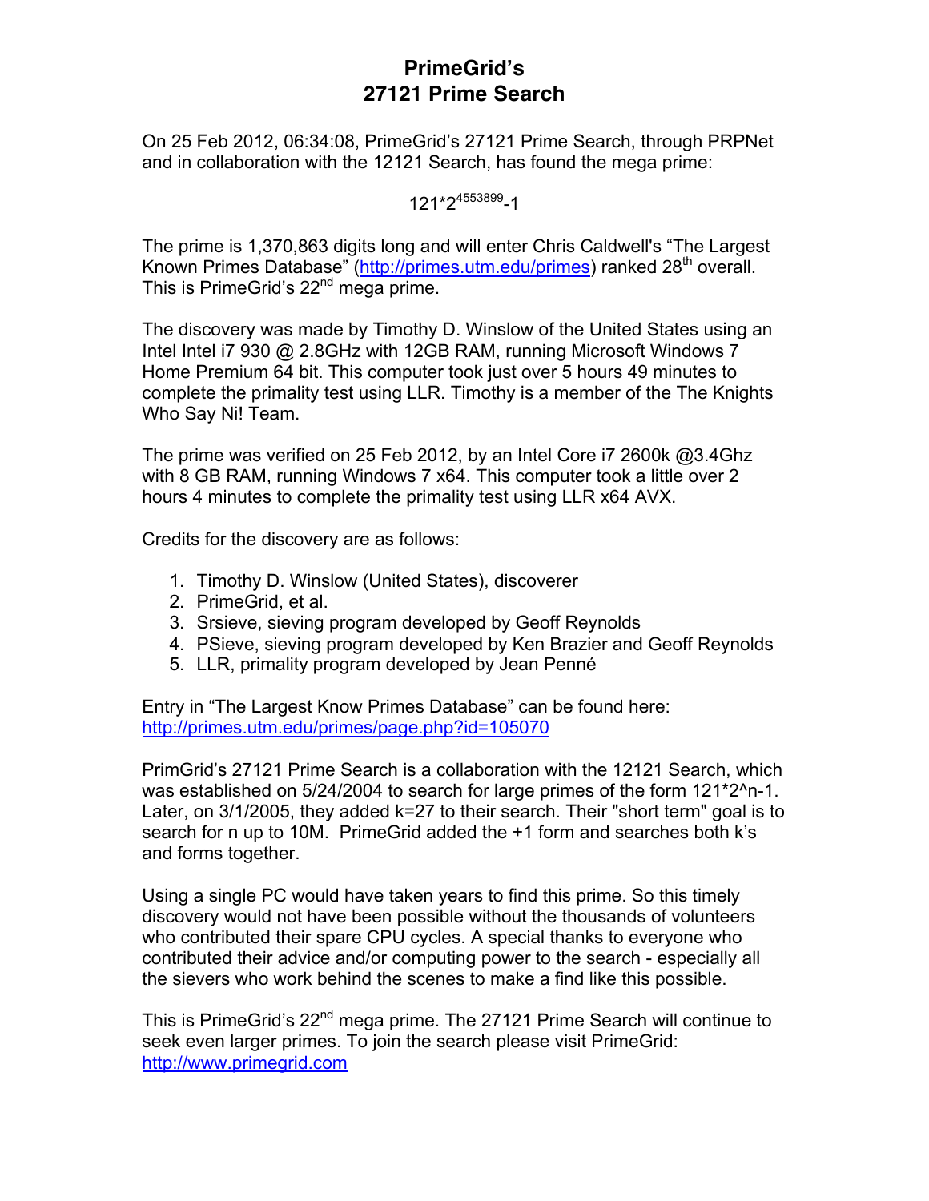# PrimeGrid's 27121 Prime Search

On 25 Feb 2012, 06:34:08, PrimeGrid's 27121 Prime Search, through PRPNet and in collaboration with the 12121 Search, has found the mega prime:

$$121*2^{4553899}-1$$

The prime is 1,370,863 digits long and will enter Chris Caldwell's "The Largest Known Primes Database" (http://primes.utm.edu/primes) ranked 28th overall. This is PrimeGrid's 22nd mega prime.

The discovery was made by Timothy D. Winslow of the United States using an Intel Intel i7 930 @ 2.8GHz with 12GB RAM, running Microsoft Windows 7 Home Premium 64 bit. This computer took just over 5 hours 49 minutes to complete the primality test using LLR. Timothy is a member of the The Knights Who Say Ni! Team.

The prime was verified on 25 Feb 2012, by an Intel Core i7 2600k @3.4Ghz with 8 GB RAM, running Windows 7 x64. This computer took a little over 2 hours 4 minutes to complete the primality test using LLR x64 AVX.

Credits for the discovery are as follows:

1. Timothy D. Winslow (United States), discoverer
2. PrimeGrid, et al.
3. Srsieve, sieving program developed by Geoff Reynolds
4. PSieve, sieving program developed by Ken Brazier and Geoff Reynolds
5. LLR, primality program developed by Jean Penné

Entry in "The Largest Know Primes Database" can be found here: http://primes.utm.edu/primes/page.php?id=105070

PrimGrid's 27121 Prime Search is a collaboration with the 12121 Search, which was established on 5/24/2004 to search for large primes of the form 121*2^n-1. Later, on 3/1/2005, they added k=27 to their search. Their "short term" goal is to search for n up to 10M. PrimeGrid added the +1 form and searches both k's and forms together.

Using a single PC would have taken years to find this prime. So this timely discovery would not have been possible without the thousands of volunteers who contributed their spare CPU cycles. A special thanks to everyone who contributed their advice and/or computing power to the search - especially all the sievers who work behind the scenes to make a find like this possible.

This is PrimeGrid's 22nd mega prime. The 27121 Prime Search will continue to seek even larger primes. To join the search please visit PrimeGrid: http://www.primegrid.com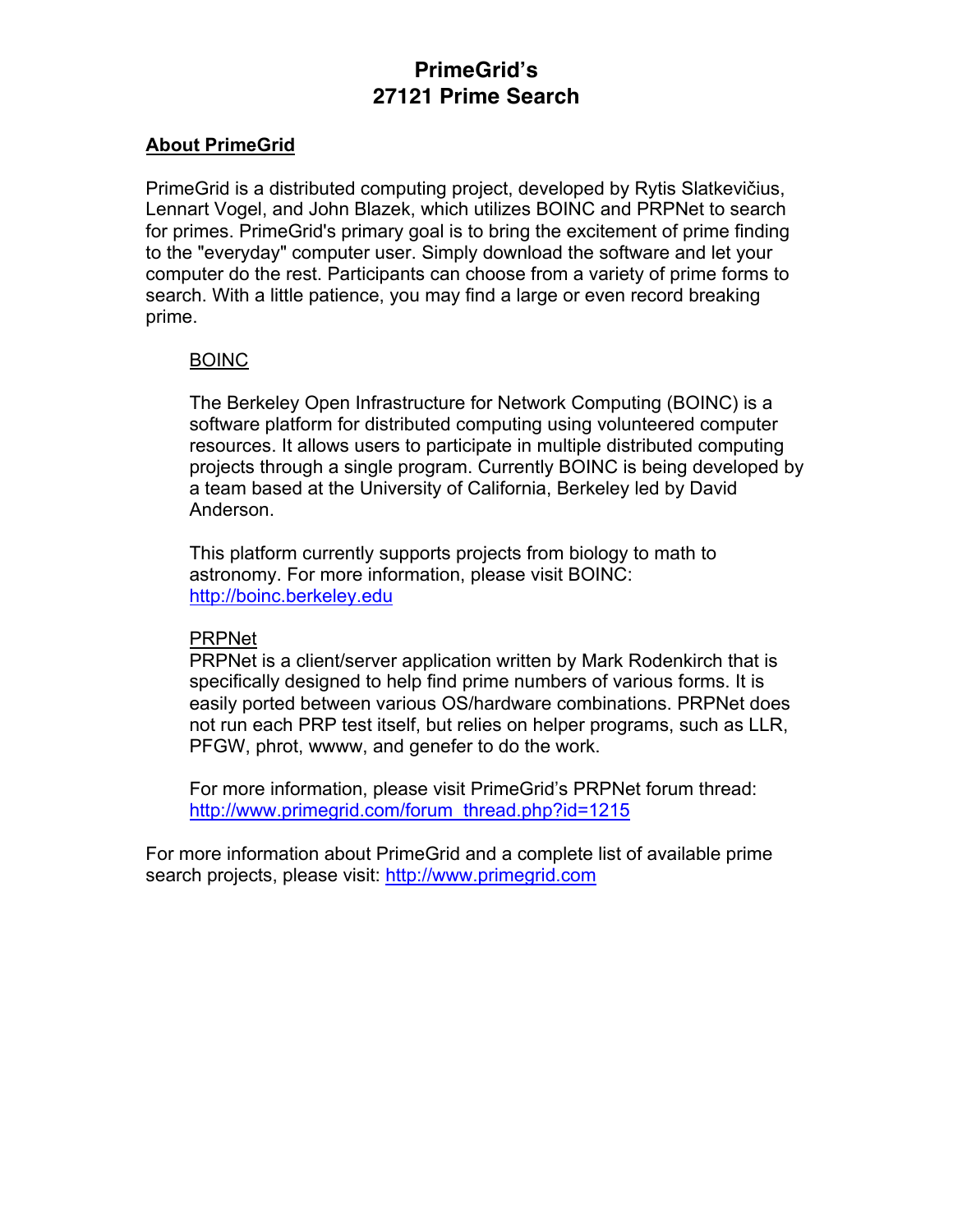# PrimeGrid's 27121 Prime Search

## About PrimeGrid

PrimeGrid is a distributed computing project, developed by Rytis Slatkevičius, Lennart Vogel, and John Blazek, which utilizes BOINC and PRPNet to search for primes. PrimeGrid's primary goal is to bring the excitement of prime finding to the "everyday" computer user. Simply download the software and let your computer do the rest. Participants can choose from a variety of prime forms to search. With a little patience, you may find a large or even record breaking prime.

### BOINC

The Berkeley Open Infrastructure for Network Computing (BOINC) is a software platform for distributed computing using volunteered computer resources. It allows users to participate in multiple distributed computing projects through a single program. Currently BOINC is being developed by a team based at the University of California, Berkeley led by David Anderson.

This platform currently supports projects from biology to math to astronomy. For more information, please visit BOINC: http://boinc.berkeley.edu

### PRPNet

PRPNet is a client/server application written by Mark Rodenkirch that is specifically designed to help find prime numbers of various forms. It is easily ported between various OS/hardware combinations. PRPNet does not run each PRP test itself, but relies on helper programs, such as LLR, PFGW, phrot, wwww, and genefer to do the work.

For more information, please visit PrimeGrid's PRPNet forum thread: http://www.primegrid.com/forum_thread.php?id=1215

For more information about PrimeGrid and a complete list of available prime search projects, please visit: http://www.primegrid.com